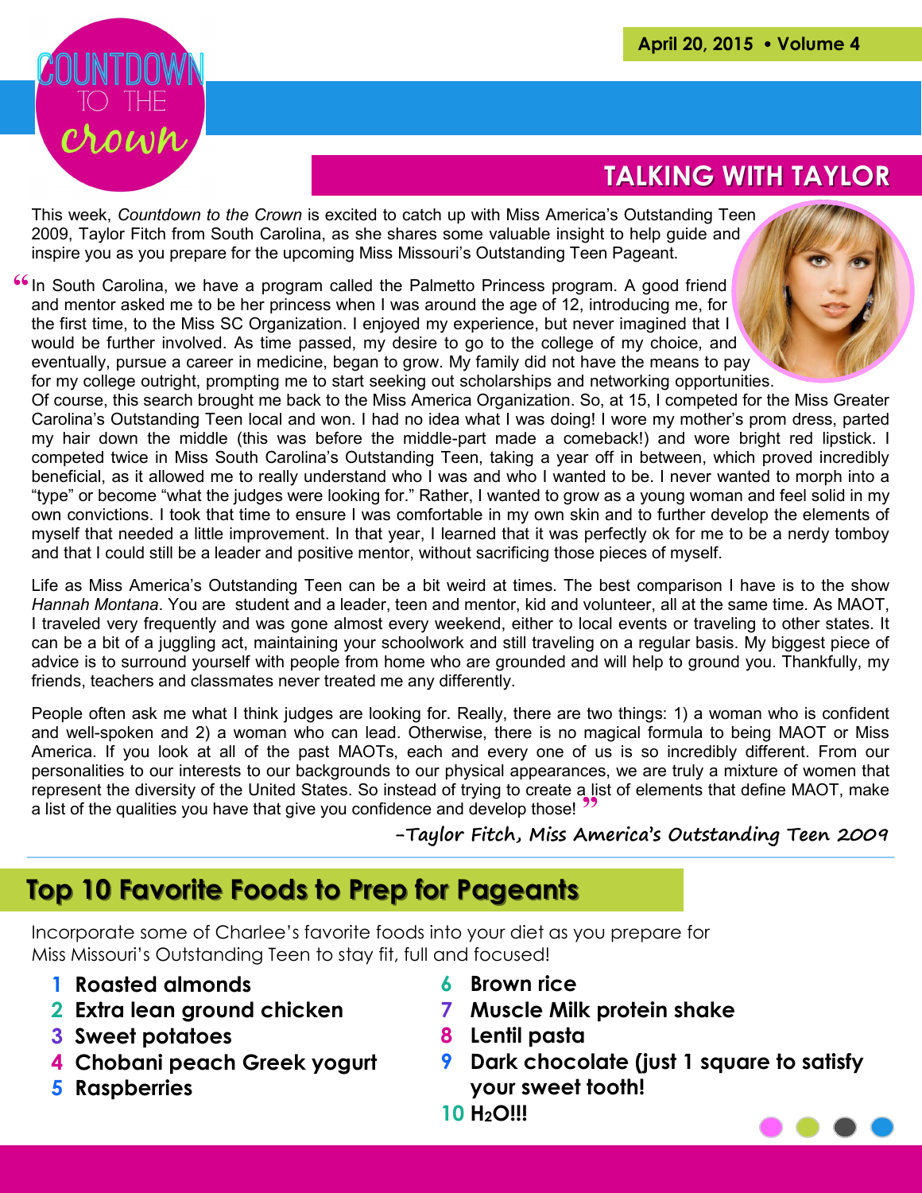# COUNTDOWN TO THE crown

April 20, 2015 • Volume 4

## TALKING WITH TAYLOR

This week, *Countdown to the Crown* is excited to catch up with Miss America's Outstanding Teen 2009, Taylor Fitch from South Carolina, as she shares some valuable insight to help guide and inspire you as you prepare for the upcoming Miss Missouri's Outstanding Teen Pageant.

"In South Carolina, we have a program called the Palmetto Princess program. A good friend and mentor asked me to be her princess when I was around the age of 12, introducing me, for the first time, to the Miss SC Organization. I enjoyed my experience, but never imagined that I would be further involved. As time passed, my desire to go to the college of my choice, and eventually, pursue a career in medicine, began to grow. My family did not have the means to pay for my college outright, prompting me to start seeking out scholarships and networking opportunities. Of course, this search brought me back to the Miss America Organization. So, at 15, I competed for the Miss Greater Carolina's Outstanding Teen local and won. I had no idea what I was doing! I wore my mother's prom dress, parted my hair down the middle (this was before the middle-part made a comeback!) and wore bright red lipstick. I competed twice in Miss South Carolina's Outstanding Teen, taking a year off in between, which proved incredibly beneficial, as it allowed me to really understand who I was and who I wanted to be. I never wanted to morph into a "type" or become "what the judges were looking for." Rather, I wanted to grow as a young woman and feel solid in my own convictions. I took that time to ensure I was comfortable in my own skin and to further develop the elements of myself that needed a little improvement. In that year, I learned that it was perfectly ok for me to be a nerdy tomboy and that I could still be a leader and positive mentor, without sacrificing those pieces of myself.

Life as Miss America's Outstanding Teen can be a bit weird at times. The best comparison I have is to the show *Hannah Montana*. You are student and a leader, teen and mentor, kid and volunteer, all at the same time. As MAOT, I traveled very frequently and was gone almost every weekend, either to local events or traveling to other states. It can be a bit of a juggling act, maintaining your schoolwork and still traveling on a regular basis. My biggest piece of advice is to surround yourself with people from home who are grounded and will help to ground you. Thankfully, my friends, teachers and classmates never treated me any differently.

People often ask me what I think judges are looking for. Really, there are two things: 1) a woman who is confident and well-spoken and 2) a woman who can lead. Otherwise, there is no magical formula to being MAOT or Miss America. If you look at all of the past MAOTs, each and every one of us is so incredibly different. From our personalities to our interests to our backgrounds to our physical appearances, we are truly a mixture of women that represent the diversity of the United States. So instead of trying to create a list of elements that define MAOT, make a list of the qualities you have that give you confidence and develop those!"

*-Taylor Fitch, Miss America's Outstanding Teen 2009*

## Top 10 Favorite Foods to Prep for Pageants

Incorporate some of Charlee's favorite foods into your diet as you prepare for Miss Missouri's Outstanding Teen to stay fit, full and focused!

1. **Roasted almonds**
2. **Extra lean ground chicken**
3. **Sweet potatoes**
4. **Chobani peach Greek yogurt**
5. **Raspberries**
6. **Brown rice**
7. **Muscle Milk protein shake**
8. **Lentil pasta**
9. **Dark chocolate (just 1 square to satisfy your sweet tooth!**
10. **$H_2O$!!!**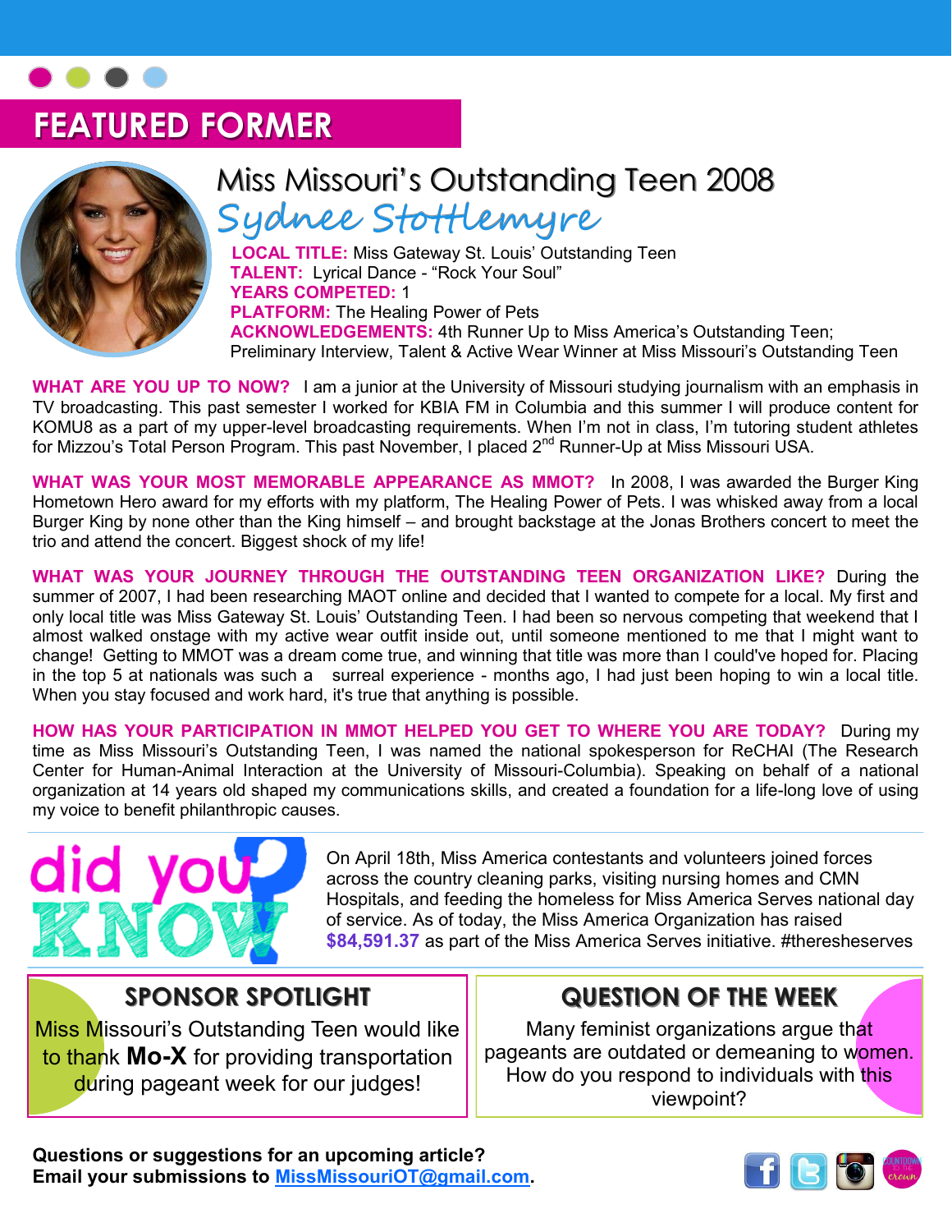# FEATURED FORMER

## Miss Missouri's Outstanding Teen 2008

## Sydnee Stottlemyre

**LOCAL TITLE:** Miss Gateway St. Louis' Outstanding Teen
**TALENT:** Lyrical Dance - "Rock Your Soul"
**YEARS COMPETED:** 1
**PLATFORM:** The Healing Power of Pets
**ACKNOWLEDGEMENTS:** 4th Runner Up to Miss America's Outstanding Teen; Preliminary Interview, Talent & Active Wear Winner at Miss Missouri's Outstanding Teen

**WHAT ARE YOU UP TO NOW?** I am a junior at the University of Missouri studying journalism with an emphasis in TV broadcasting. This past semester I worked for KBIA FM in Columbia and this summer I will produce content for KOMU8 as a part of my upper-level broadcasting requirements. When I'm not in class, I'm tutoring student athletes for Mizzou's Total Person Program. This past November, I placed 2nd Runner-Up at Miss Missouri USA.

**WHAT WAS YOUR MOST MEMORABLE APPEARANCE AS MMOT?** In 2008, I was awarded the Burger King Hometown Hero award for my efforts with my platform, The Healing Power of Pets. I was whisked away from a local Burger King by none other than the King himself – and brought backstage at the Jonas Brothers concert to meet the trio and attend the concert. Biggest shock of my life!

**WHAT WAS YOUR JOURNEY THROUGH THE OUTSTANDING TEEN ORGANIZATION LIKE?** During the summer of 2007, I had been researching MAOT online and decided that I wanted to compete for a local. My first and only local title was Miss Gateway St. Louis' Outstanding Teen. I had been so nervous competing that weekend that I almost walked onstage with my active wear outfit inside out, until someone mentioned to me that I might want to change! Getting to MMOT was a dream come true, and winning that title was more than I could've hoped for. Placing in the top 5 at nationals was such a surreal experience - months ago, I had just been hoping to win a local title. When you stay focused and work hard, it's true that anything is possible.

**HOW HAS YOUR PARTICIPATION IN MMOT HELPED YOU GET TO WHERE YOU ARE TODAY?** During my time as Miss Missouri's Outstanding Teen, I was named the national spokesperson for ReCHAI (The Research Center for Human-Animal Interaction at the University of Missouri-Columbia). Speaking on behalf of a national organization at 14 years old shaped my communications skills, and created a foundation for a life-long love of using my voice to benefit philanthropic causes.

## did you KNOW?

On April 18th, Miss America contestants and volunteers joined forces across the country cleaning parks, visiting nursing homes and CMN Hospitals, and feeding the homeless for Miss America Serves national day of service. As of today, the Miss America Organization has raised **$84,591.37** as part of the Miss America Serves initiative. #theresheserves

## SPONSOR SPOTLIGHT

Miss Missouri's Outstanding Teen would like to thank **Mo-X** for providing transportation during pageant week for our judges!

## QUESTION OF THE WEEK

Many feminist organizations argue that pageants are outdated or demeaning to women. How do you respond to individuals with this viewpoint?

**Questions or suggestions for an upcoming article?**
**Email your submissions to MissMissouriOT@gmail.com.**